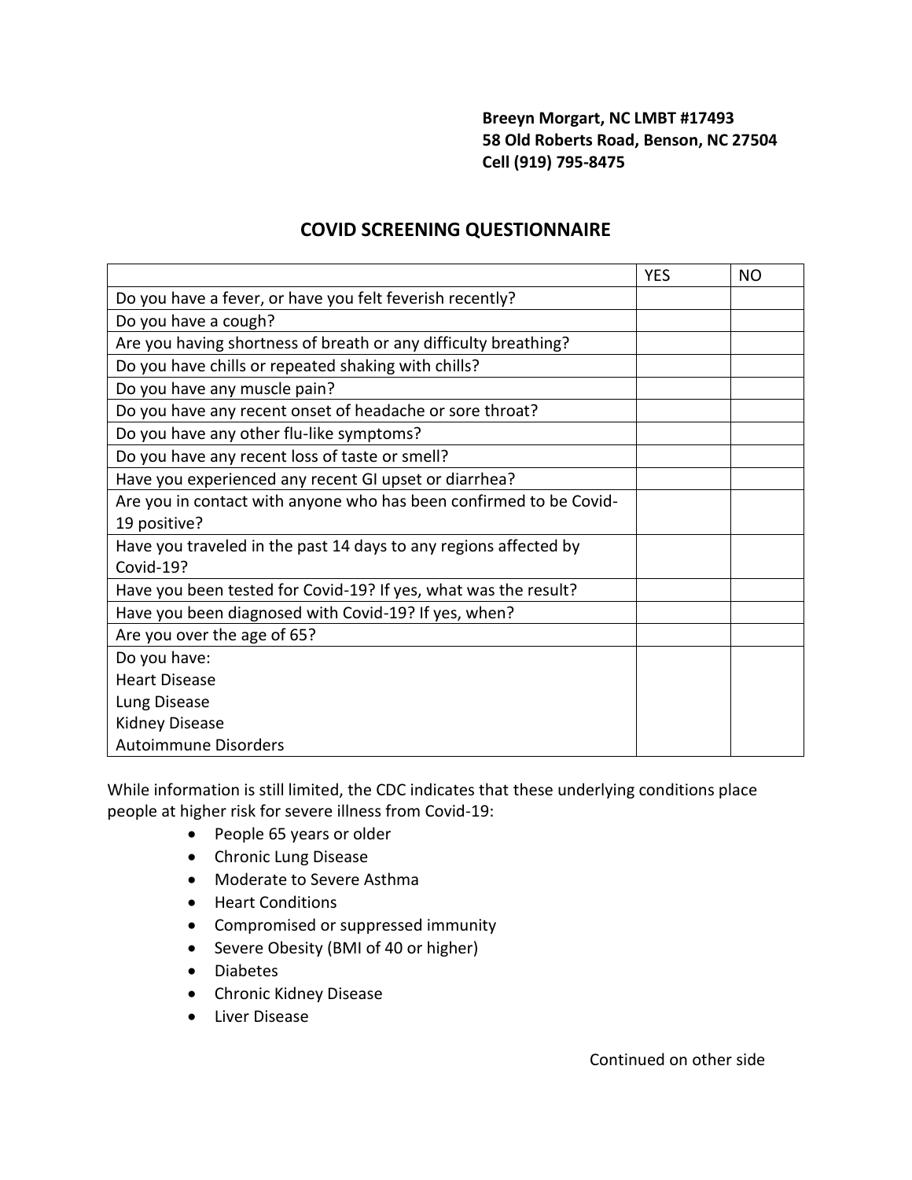**Breeyn Morgart, NC LMBT #17493**
**58 Old Roberts Road, Benson, NC 27504**
**Cell (919) 795-8475**

## COVID SCREENING QUESTIONNAIRE

| | YES | NO |
|---|---|---|
| Do you have a fever, or have you felt feverish recently? | | |
| Do you have a cough? | | |
| Are you having shortness of breath or any difficulty breathing? | | |
| Do you have chills or repeated shaking with chills? | | |
| Do you have any muscle pain? | | |
| Do you have any recent onset of headache or sore throat? | | |
| Do you have any other flu-like symptoms? | | |
| Do you have any recent loss of taste or smell? | | |
| Have you experienced any recent GI upset or diarrhea? | | |
| Are you in contact with anyone who has been confirmed to be Covid-19 positive? | | |
| Have you traveled in the past 14 days to any regions affected by Covid-19? | | |
| Have you been tested for Covid-19? If yes, what was the result? | | |
| Have you been diagnosed with Covid-19? If yes, when? | | |
| Are you over the age of 65? | | |
| Do you have:<br>Heart Disease<br>Lung Disease<br>Kidney Disease<br>Autoimmune Disorders | | |

While information is still limited, the CDC indicates that these underlying conditions place people at higher risk for severe illness from Covid-19:

- People 65 years or older
- Chronic Lung Disease
- Moderate to Severe Asthma
- Heart Conditions
- Compromised or suppressed immunity
- Severe Obesity (BMI of 40 or higher)
- Diabetes
- Chronic Kidney Disease
- Liver Disease

Continued on other side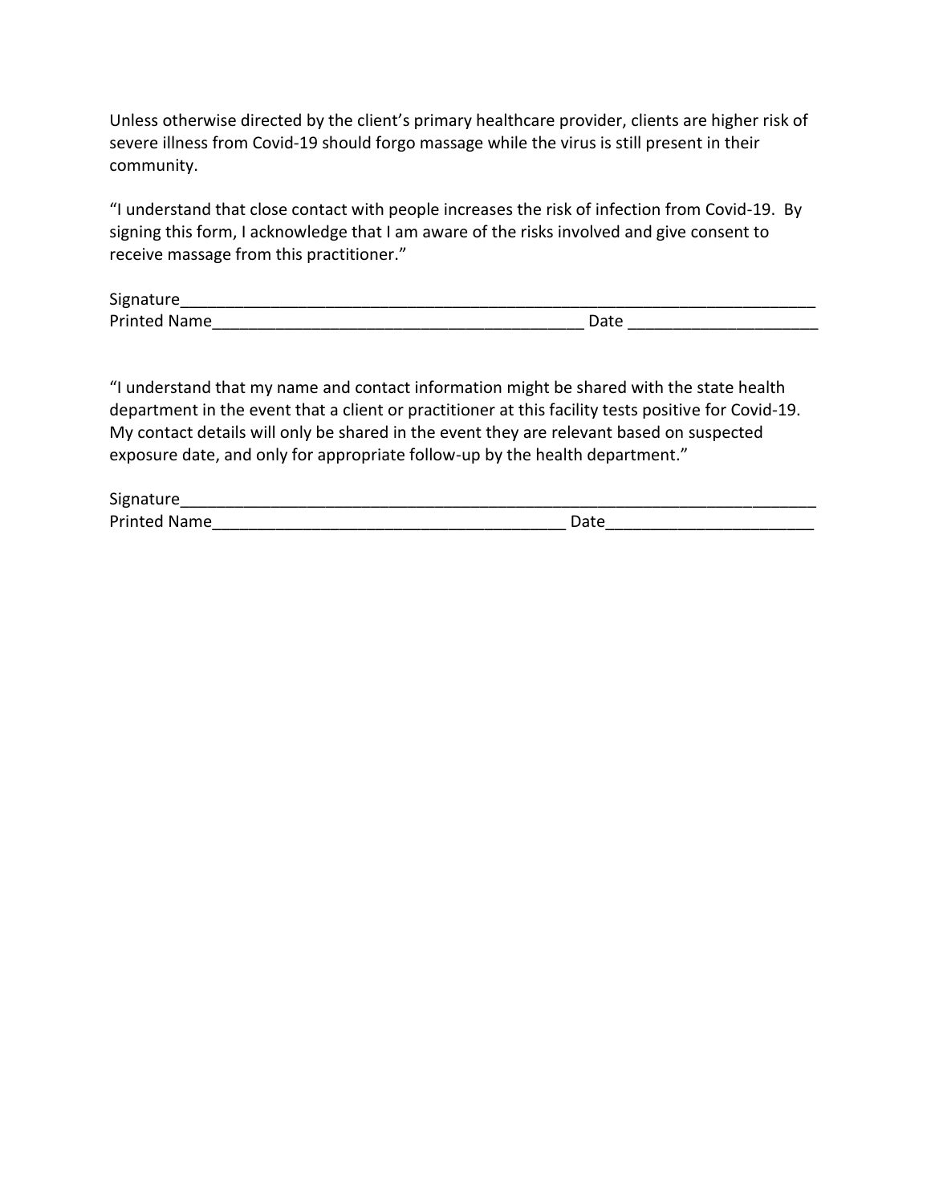Unless otherwise directed by the client's primary healthcare provider, clients are higher risk of severe illness from Covid-19 should forgo massage while the virus is still present in their community.

"I understand that close contact with people increases the risk of infection from Covid-19. By signing this form, I acknowledge that I am aware of the risks involved and give consent to receive massage from this practitioner."

Signature___________________________________________________________________________

Printed Name____________________________________________ Date _____________________

"I understand that my name and contact information might be shared with the state health department in the event that a client or practitioner at this facility tests positive for Covid-19. My contact details will only be shared in the event they are relevant based on suspected exposure date, and only for appropriate follow-up by the health department."

Signature___________________________________________________________________________

Printed Name__________________________________________ Date_______________________